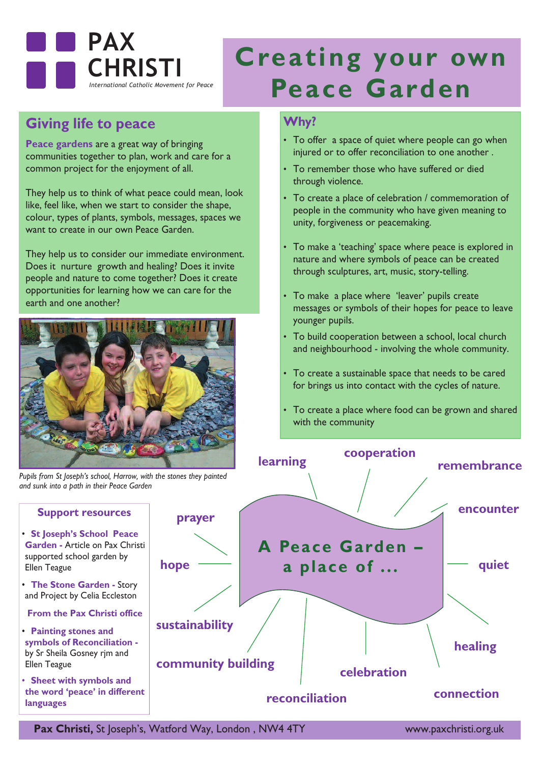# PAX CHRISTI

*International Catholic Movement for Peace*

# Creating your own Peace Garden

## Giving life to peace

**Peace gardens** are a great way of bringing communities together to plan, work and care for a common project for the enjoyment of all.

They help us to think of what peace could mean, look like, feel like, when we start to consider the shape, colour, types of plants, symbols, messages, spaces we want to create in our own Peace Garden.

They help us to consider our immediate environment. Does it nurture growth and healing? Does it invite people and nature to come together? Does it create opportunities for learning how we can care for the earth and one another?

*Pupils from St Joseph's school, Harrow, with the stones they painted and sunk into a path in their Peace Garden*

## Why?

- To offer a space of quiet where people can go when injured or to offer reconciliation to one another .
- To remember those who have suffered or died through violence.
- To create a place of celebration / commemoration of people in the community who have given meaning to unity, forgiveness or peacemaking.
- To make a 'teaching' space where peace is explored in nature and where symbols of peace can be created through sculptures, art, music, story-telling.
- To make a place where 'leaver' pupils create messages or symbols of their hopes for peace to leave younger pupils.
- To build cooperation between a school, local church and neighbourhood - involving the whole community.
- To create a sustainable space that needs to be cared for brings us into contact with the cycles of nature.
- To create a place where food can be grown and shared with the community

## Support resources

- **St Joseph's School Peace Garden -** Article on Pax Christi supported school garden by Ellen Teague
- **The Stone Garden -** Story and Project by Celia Eccleston

**From the Pax Christi office**

- **Painting stones and symbols of Reconciliation -** by Sr Sheila Gosney rjm and Ellen Teague
- **Sheet with symbols and the word 'peace' in different languages**

## A Peace Garden – a place of ...

learning, cooperation, remembrance, encounter, quiet, healing, connection, celebration, reconciliation, community building, sustainability, hope, prayer

**Pax Christi,** St Joseph's, Watford Way, London , NW4 4TY www.paxchristi.org.uk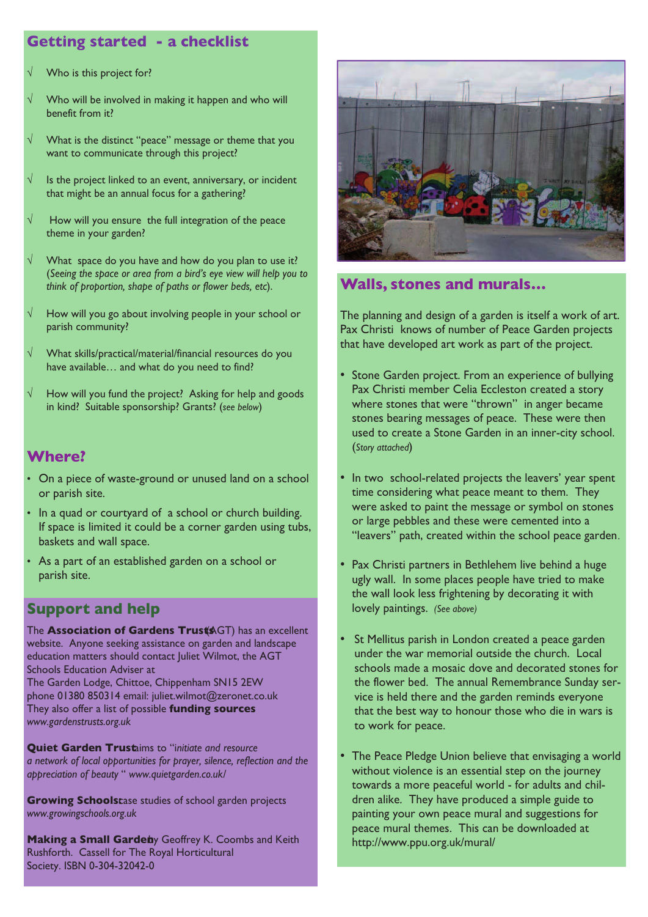## Getting started - a checklist

- √ Who is this project for?
- √ Who will be involved in making it happen and who will benefit from it?
- √ What is the distinct "peace" message or theme that you want to communicate through this project?
- √ Is the project linked to an event, anniversary, or incident that might be an annual focus for a gathering?
- √ How will you ensure the full integration of the peace theme in your garden?
- √ What space do you have and how do you plan to use it? (*Seeing the space or area from a bird's eye view will help you to think of proportion, shape of paths or flower beds, etc*).
- √ How will you go about involving people in your school or parish community?
- √ What skills/practical/material/financial resources do you have available… and what do you need to find?
- √ How will you fund the project? Asking for help and goods in kind? Suitable sponsorship? Grants? (*see below*)

## Where?

- On a piece of waste-ground or unused land on a school or parish site.
- In a quad or courtyard of a school or church building. If space is limited it could be a corner garden using tubs, baskets and wall space.
- As a part of an established garden on a school or parish site.

## Support and help

The **Association of Gardens Trusts** (AGT) has an excellent website. Anyone seeking assistance on garden and landscape education matters should contact Juliet Wilmot, the AGT Schools Education Adviser at
The Garden Lodge, Chittoe, Chippenham SN15 2EW
phone 01380 850314 email: juliet.wilmot@zeronet.co.uk
They also offer a list of possible **funding sources**
*www.gardenstrusts.org.uk*

**Quiet Garden Trust** aims to "*initiate and resource a network of local opportunities for prayer, silence, reflection and the appreciation of beauty* " *www.quietgarden.co.uk/*

**Growing Schools** case studies of school garden projects
*www.growingschools.org.uk*

**Making a Small Garden** by Geoffrey K. Coombs and Keith Rushforth. Cassell for The Royal Horticultural Society. ISBN 0-304-32042-0

## Walls, stones and murals…

The planning and design of a garden is itself a work of art. Pax Christi knows of number of Peace Garden projects that have developed art work as part of the project.

- Stone Garden project. From an experience of bullying Pax Christi member Celia Eccleston created a story where stones that were "thrown" in anger became stones bearing messages of peace. These were then used to create a Stone Garden in an inner-city school. (*Story attached*)
- In two school-related projects the leavers' year spent time considering what peace meant to them. They were asked to paint the message or symbol on stones or large pebbles and these were cemented into a "leavers" path, created within the school peace garden.
- Pax Christi partners in Bethlehem live behind a huge ugly wall. In some places people have tried to make the wall look less frightening by decorating it with lovely paintings. *(See above)*
- St Mellitus parish in London created a peace garden under the war memorial outside the church. Local schools made a mosaic dove and decorated stones for the flower bed. The annual Remembrance Sunday service is held there and the garden reminds everyone that the best way to honour those who die in wars is to work for peace.
- The Peace Pledge Union believe that envisaging a world without violence is an essential step on the journey towards a more peaceful world - for adults and children alike. They have produced a simple guide to painting your own peace mural and suggestions for peace mural themes. This can be downloaded at http://www.ppu.org.uk/mural/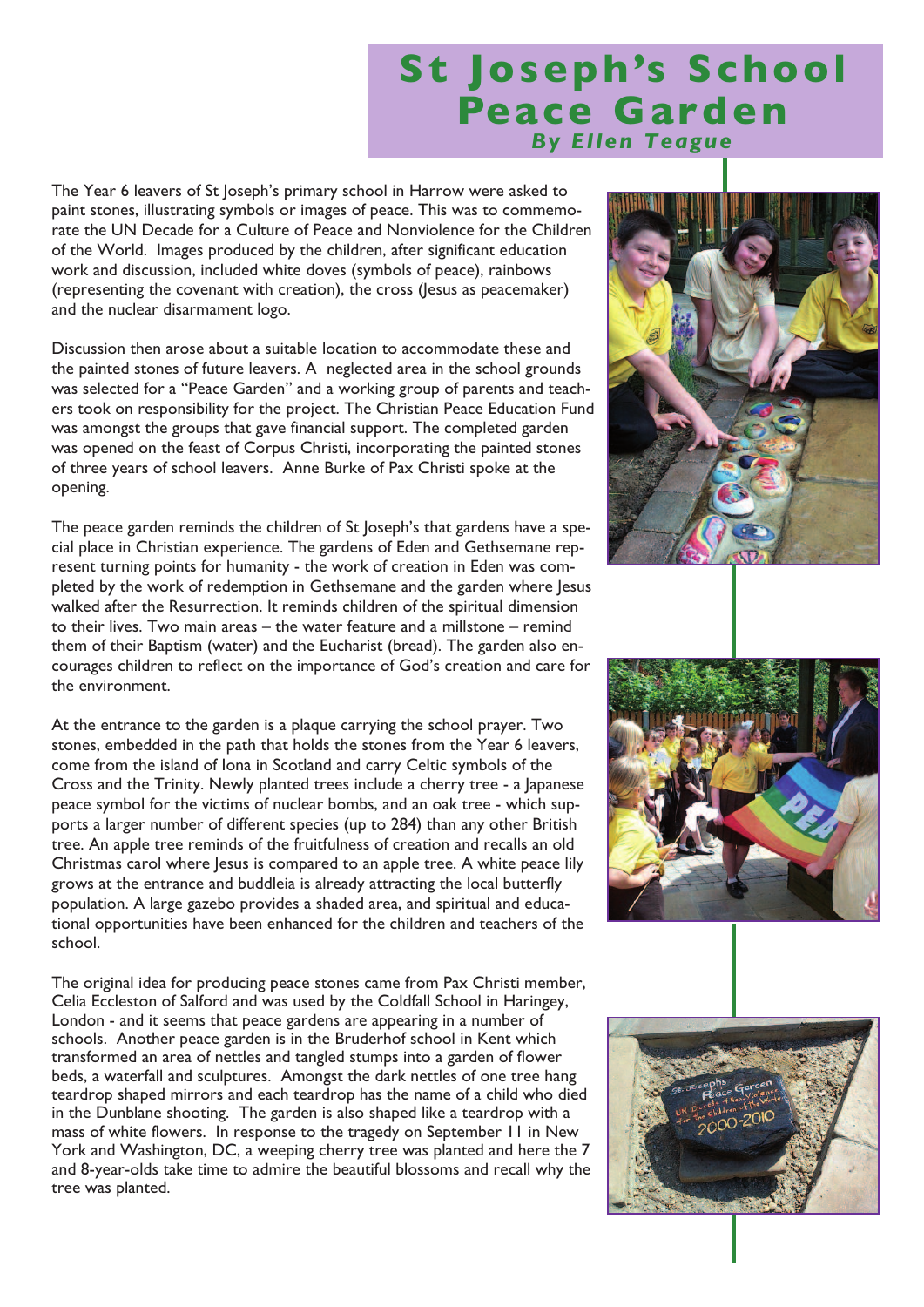# St Joseph's School Peace Garden

***By Ellen Teague***

The Year 6 leavers of St Joseph's primary school in Harrow were asked to paint stones, illustrating symbols or images of peace. This was to commemorate the UN Decade for a Culture of Peace and Nonviolence for the Children of the World. Images produced by the children, after significant education work and discussion, included white doves (symbols of peace), rainbows (representing the covenant with creation), the cross (Jesus as peacemaker) and the nuclear disarmament logo.

Discussion then arose about a suitable location to accommodate these and the painted stones of future leavers. A neglected area in the school grounds was selected for a "Peace Garden" and a working group of parents and teachers took on responsibility for the project. The Christian Peace Education Fund was amongst the groups that gave financial support. The completed garden was opened on the feast of Corpus Christi, incorporating the painted stones of three years of school leavers. Anne Burke of Pax Christi spoke at the opening.

The peace garden reminds the children of St Joseph's that gardens have a special place in Christian experience. The gardens of Eden and Gethsemane represent turning points for humanity - the work of creation in Eden was completed by the work of redemption in Gethsemane and the garden where Jesus walked after the Resurrection. It reminds children of the spiritual dimension to their lives. Two main areas – the water feature and a millstone – remind them of their Baptism (water) and the Eucharist (bread). The garden also encourages children to reflect on the importance of God's creation and care for the environment.

At the entrance to the garden is a plaque carrying the school prayer. Two stones, embedded in the path that holds the stones from the Year 6 leavers, come from the island of Iona in Scotland and carry Celtic symbols of the Cross and the Trinity. Newly planted trees include a cherry tree - a Japanese peace symbol for the victims of nuclear bombs, and an oak tree - which supports a larger number of different species (up to 284) than any other British tree. An apple tree reminds of the fruitfulness of creation and recalls an old Christmas carol where Jesus is compared to an apple tree. A white peace lily grows at the entrance and buddleia is already attracting the local butterfly population. A large gazebo provides a shaded area, and spiritual and educational opportunities have been enhanced for the children and teachers of the school.

The original idea for producing peace stones came from Pax Christi member, Celia Eccleston of Salford and was used by the Coldfall School in Haringey, London - and it seems that peace gardens are appearing in a number of schools. Another peace garden is in the Bruderhof school in Kent which transformed an area of nettles and tangled stumps into a garden of flower beds, a waterfall and sculptures. Amongst the dark nettles of one tree hang teardrop shaped mirrors and each teardrop has the name of a child who died in the Dunblane shooting. The garden is also shaped like a teardrop with a mass of white flowers. In response to the tragedy on September 11 in New York and Washington, DC, a weeping cherry tree was planted and here the 7 and 8-year-olds take time to admire the beautiful blossoms and recall why the tree was planted.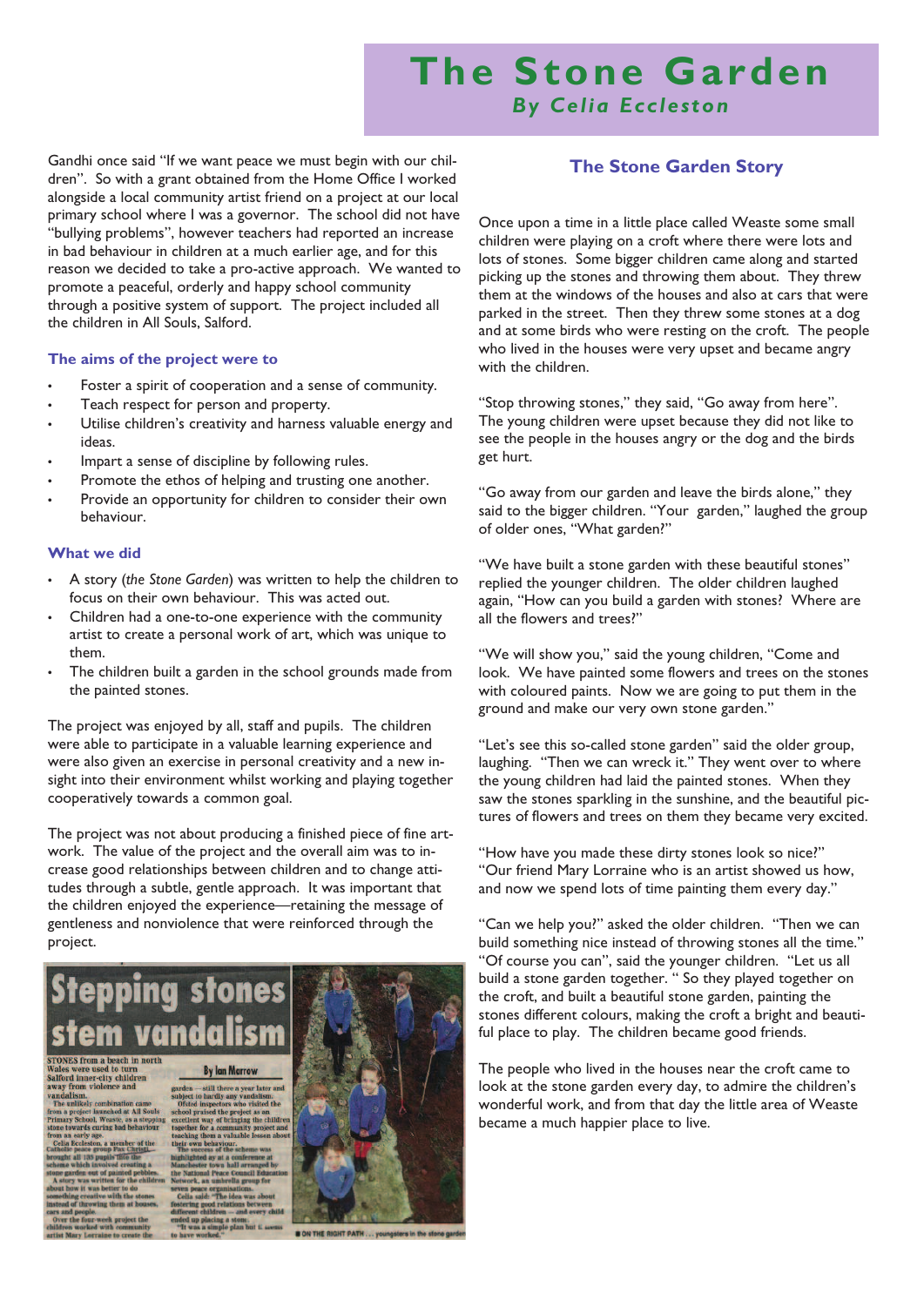# The Stone Garden

## By Celia Eccleston

Gandhi once said "If we want peace we must begin with our children". So with a grant obtained from the Home Office I worked alongside a local community artist friend on a project at our local primary school where I was a governor. The school did not have "bullying problems", however teachers had reported an increase in bad behaviour in children at a much earlier age, and for this reason we decided to take a pro-active approach. We wanted to promote a peaceful, orderly and happy school community through a positive system of support. The project included all the children in All Souls, Salford.

### The aims of the project were to

- Foster a spirit of cooperation and a sense of community.
- Teach respect for person and property.
- Utilise children's creativity and harness valuable energy and ideas.
- Impart a sense of discipline by following rules.
- Promote the ethos of helping and trusting one another.
- Provide an opportunity for children to consider their own behaviour.

### What we did

- A story (*the Stone Garden*) was written to help the children to focus on their own behaviour. This was acted out.
- Children had a one-to-one experience with the community artist to create a personal work of art, which was unique to them.
- The children built a garden in the school grounds made from the painted stones.

The project was enjoyed by all, staff and pupils. The children were able to participate in a valuable learning experience and were also given an exercise in personal creativity and a new insight into their environment whilst working and playing together cooperatively towards a common goal.

The project was not about producing a finished piece of fine artwork. The value of the project and the overall aim was to increase good relationships between children and to change attitudes through a subtle, gentle approach. It was important that the children enjoyed the experience—retaining the message of gentleness and nonviolence that were reinforced through the project.

**Stepping stones stem vandalism**

By Ian Morrow

STONES from a beach in north Wales were used to turn Salford inner-city children away from violence and vandalism.

The unlikely combination came from a project launched at All Souls Primary School, Weaste, as a stepping stone towards curing bad behaviour from an early age.

Celia Eccleston, a member of the Catholic peace group Pax Christi, brought all 135 pupils into the scheme which involved creating a stone garden out of painted pebbles.

A story was written for the children about how it was better to do something creative with the stones instead of throwing them at houses, cars and people.

Over the four-week project the children worked with community artist Mary Lorraine to create the garden — still there a year later and subject to hardly any vandalism.

Ofsted inspectors who visited the school praised the project as an excellent way of bringing the children together for a community project and teaching them a valuable lesson about their own behaviour.

The success of the scheme was highlighted at a conference at Manchester town hall arranged by the National Peace Council Education Network, an umbrella group for seven peace organisations.

Celia said: "The idea was about fostering good relations between different children — and every child ended up placing a stone.

"It was a simple plan but it seems to have worked."

ON THE RIGHT PATH ... youngsters in the stone garden

## The Stone Garden Story

Once upon a time in a little place called Weaste some small children were playing on a croft where there were lots and lots of stones. Some bigger children came along and started picking up the stones and throwing them about. They threw them at the windows of the houses and also at cars that were parked in the street. Then they threw some stones at a dog and at some birds who were resting on the croft. The people who lived in the houses were very upset and became angry with the children.

"Stop throwing stones," they said, "Go away from here". The young children were upset because they did not like to see the people in the houses angry or the dog and the birds get hurt.

"Go away from our garden and leave the birds alone," they said to the bigger children. "Your garden," laughed the group of older ones, "What garden?"

"We have built a stone garden with these beautiful stones" replied the younger children. The older children laughed again, "How can you build a garden with stones? Where are all the flowers and trees?"

"We will show you," said the young children, "Come and look. We have painted some flowers and trees on the stones with coloured paints. Now we are going to put them in the ground and make our very own stone garden."

"Let's see this so-called stone garden" said the older group, laughing. "Then we can wreck it." They went over to where the young children had laid the painted stones. When they saw the stones sparkling in the sunshine, and the beautiful pictures of flowers and trees on them they became very excited.

"How have you made these dirty stones look so nice?" "Our friend Mary Lorraine who is an artist showed us how, and now we spend lots of time painting them every day."

"Can we help you?" asked the older children. "Then we can build something nice instead of throwing stones all the time." "Of course you can", said the younger children. "Let us all build a stone garden together. " So they played together on the croft, and built a beautiful stone garden, painting the stones different colours, making the croft a bright and beautiful place to play. The children became good friends.

The people who lived in the houses near the croft came to look at the stone garden every day, to admire the children's wonderful work, and from that day the little area of Weaste became a much happier place to live.